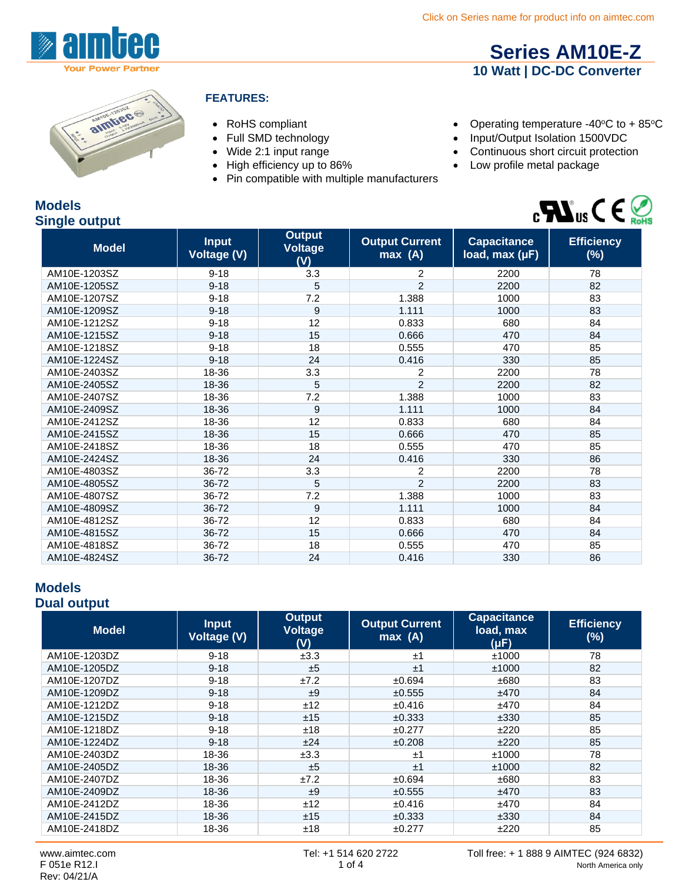Click on Series name for product info on aimtec.com

# Series AM10E-Z

## 10 Watt | DC-DC Converter

### FEATURES:

- RoHS compliant
- Full SMD technology
- Wide 2:1 input range
- High efficiency up to 86%
- Pin compatible with multiple manufacturers
- Operating temperature -40°C to + 85°C
- Input/Output Isolation 1500VDC
- Continuous short circuit protection
- Low profile metal package

## Models
### Single output

| Model | Input Voltage (V) | Output Voltage (V) | Output Current max (A) | Capacitance load, max (µF) | Efficiency (%) |
|---|---|---|---|---|---|
| AM10E-1203SZ | 9-18 | 3.3 | 2 | 2200 | 78 |
| AM10E-1205SZ | 9-18 | 5 | 2 | 2200 | 82 |
| AM10E-1207SZ | 9-18 | 7.2 | 1.388 | 1000 | 83 |
| AM10E-1209SZ | 9-18 | 9 | 1.111 | 1000 | 83 |
| AM10E-1212SZ | 9-18 | 12 | 0.833 | 680 | 84 |
| AM10E-1215SZ | 9-18 | 15 | 0.666 | 470 | 84 |
| AM10E-1218SZ | 9-18 | 18 | 0.555 | 470 | 85 |
| AM10E-1224SZ | 9-18 | 24 | 0.416 | 330 | 85 |
| AM10E-2403SZ | 18-36 | 3.3 | 2 | 2200 | 78 |
| AM10E-2405SZ | 18-36 | 5 | 2 | 2200 | 82 |
| AM10E-2407SZ | 18-36 | 7.2 | 1.388 | 1000 | 83 |
| AM10E-2409SZ | 18-36 | 9 | 1.111 | 1000 | 84 |
| AM10E-2412SZ | 18-36 | 12 | 0.833 | 680 | 84 |
| AM10E-2415SZ | 18-36 | 15 | 0.666 | 470 | 85 |
| AM10E-2418SZ | 18-36 | 18 | 0.555 | 470 | 85 |
| AM10E-2424SZ | 18-36 | 24 | 0.416 | 330 | 86 |
| AM10E-4803SZ | 36-72 | 3.3 | 2 | 2200 | 78 |
| AM10E-4805SZ | 36-72 | 5 | 2 | 2200 | 83 |
| AM10E-4807SZ | 36-72 | 7.2 | 1.388 | 1000 | 83 |
| AM10E-4809SZ | 36-72 | 9 | 1.111 | 1000 | 84 |
| AM10E-4812SZ | 36-72 | 12 | 0.833 | 680 | 84 |
| AM10E-4815SZ | 36-72 | 15 | 0.666 | 470 | 84 |
| AM10E-4818SZ | 36-72 | 18 | 0.555 | 470 | 85 |
| AM10E-4824SZ | 36-72 | 24 | 0.416 | 330 | 86 |

## Models
### Dual output

| Model | Input Voltage (V) | Output Voltage (V) | Output Current max (A) | Capacitance load, max (µF) | Efficiency (%) |
|---|---|---|---|---|---|
| AM10E-1203DZ | 9-18 | ±3.3 | ±1 | ±1000 | 78 |
| AM10E-1205DZ | 9-18 | ±5 | ±1 | ±1000 | 82 |
| AM10E-1207DZ | 9-18 | ±7.2 | ±0.694 | ±680 | 83 |
| AM10E-1209DZ | 9-18 | ±9 | ±0.555 | ±470 | 84 |
| AM10E-1212DZ | 9-18 | ±12 | ±0.416 | ±470 | 84 |
| AM10E-1215DZ | 9-18 | ±15 | ±0.333 | ±330 | 85 |
| AM10E-1218DZ | 9-18 | ±18 | ±0.277 | ±220 | 85 |
| AM10E-1224DZ | 9-18 | ±24 | ±0.208 | ±220 | 85 |
| AM10E-2403DZ | 18-36 | ±3.3 | ±1 | ±1000 | 78 |
| AM10E-2405DZ | 18-36 | ±5 | ±1 | ±1000 | 82 |
| AM10E-2407DZ | 18-36 | ±7.2 | ±0.694 | ±680 | 83 |
| AM10E-2409DZ | 18-36 | ±9 | ±0.555 | ±470 | 83 |
| AM10E-2412DZ | 18-36 | ±12 | ±0.416 | ±470 | 84 |
| AM10E-2415DZ | 18-36 | ±15 | ±0.333 | ±330 | 84 |
| AM10E-2418DZ | 18-36 | ±18 | ±0.277 | ±220 | 85 |

www.aimtec.com
F 051e R12.I
Rev: 04/21/A

Tel: +1 514 620 2722

Toll free: + 1 888 9 AIMTEC (924 6832)
North America only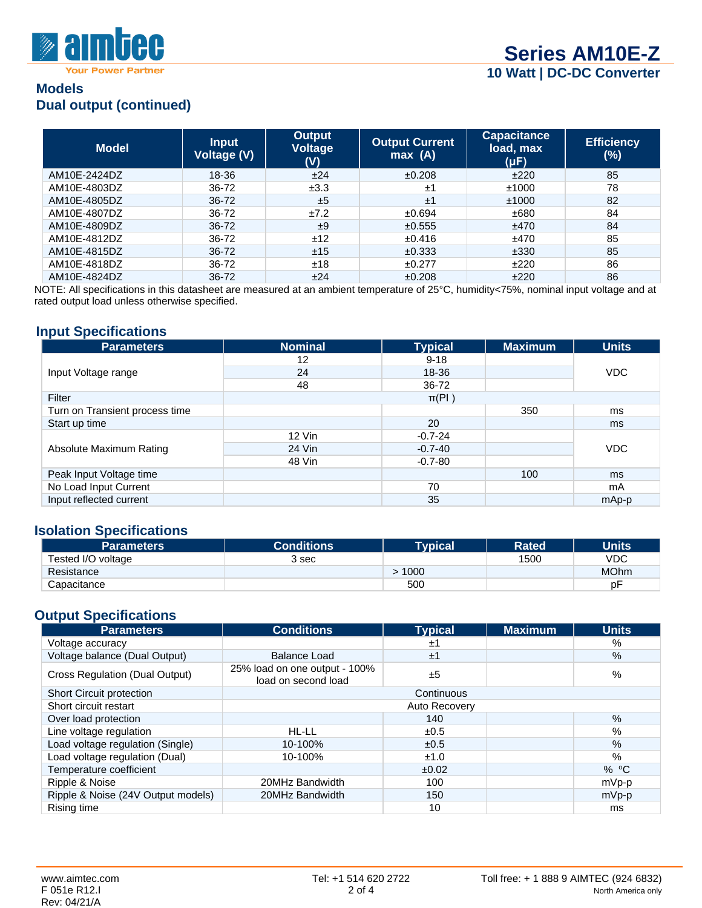## Models

## Dual output (continued)

| Model | Input Voltage (V) | Output Voltage (V) | Output Current max (A) | Capacitance load, max (µF) | Efficiency (%) |
|---|---|---|---|---|---|
| AM10E-2424DZ | 18-36 | ±24 | ±0.208 | ±220 | 85 |
| AM10E-4803DZ | 36-72 | ±3.3 | ±1 | ±1000 | 78 |
| AM10E-4805DZ | 36-72 | ±5 | ±1 | ±1000 | 82 |
| AM10E-4807DZ | 36-72 | ±7.2 | ±0.694 | ±680 | 84 |
| AM10E-4809DZ | 36-72 | ±9 | ±0.555 | ±470 | 84 |
| AM10E-4812DZ | 36-72 | ±12 | ±0.416 | ±470 | 85 |
| AM10E-4815DZ | 36-72 | ±15 | ±0.333 | ±330 | 85 |
| AM10E-4818DZ | 36-72 | ±18 | ±0.277 | ±220 | 86 |
| AM10E-4824DZ | 36-72 | ±24 | ±0.208 | ±220 | 86 |

NOTE: All specifications in this datasheet are measured at an ambient temperature of 25°C, humidity<75%, nominal input voltage and at rated output load unless otherwise specified.

## Input Specifications

| Parameters | Nominal | Typical | Maximum | Units |
|---|---|---|---|---|
| Input Voltage range | 12 | 9-18 | | VDC |
| | 24 | 18-36 | | |
| | 48 | 36-72 | | |
| Filter | | π(PI ) | | |
| Turn on Transient process time | | | 350 | ms |
| Start up time | | 20 | | ms |
| Absolute Maximum Rating | 12 Vin | -0.7-24 | | VDC |
| | 24 Vin | -0.7-40 | | |
| | 48 Vin | -0.7-80 | | |
| Peak Input Voltage time | | | 100 | ms |
| No Load Input Current | | 70 | | mA |
| Input reflected current | | 35 | | mAp-p |

## Isolation Specifications

| Parameters | Conditions | Typical | Rated | Units |
|---|---|---|---|---|
| Tested I/O voltage | 3 sec | | 1500 | VDC |
| Resistance | | > 1000 | | MOhm |
| Capacitance | | 500 | | pF |

## Output Specifications

| Parameters | Conditions | Typical | Maximum | Units |
|---|---|---|---|---|
| Voltage accuracy | | ±1 | | % |
| Voltage balance (Dual Output) | Balance Load | ±1 | | % |
| Cross Regulation (Dual Output) | 25% load on one output - 100% load on second load | ±5 | | % |
| Short Circuit protection | | Continuous | | |
| Short circuit restart | | Auto Recovery | | |
| Over load protection | | 140 | | % |
| Line voltage regulation | HL-LL | ±0.5 | | % |
| Load voltage regulation (Single) | 10-100% | ±0.5 | | % |
| Load voltage regulation (Dual) | 10-100% | ±1.0 | | % |
| Temperature coefficient | | ±0.02 | | % ºC |
| Ripple & Noise | 20MHz Bandwidth | 100 | | mVp-p |
| Ripple & Noise (24V Output models) | 20MHz Bandwidth | 150 | | mVp-p |
| Rising time | | 10 | | ms |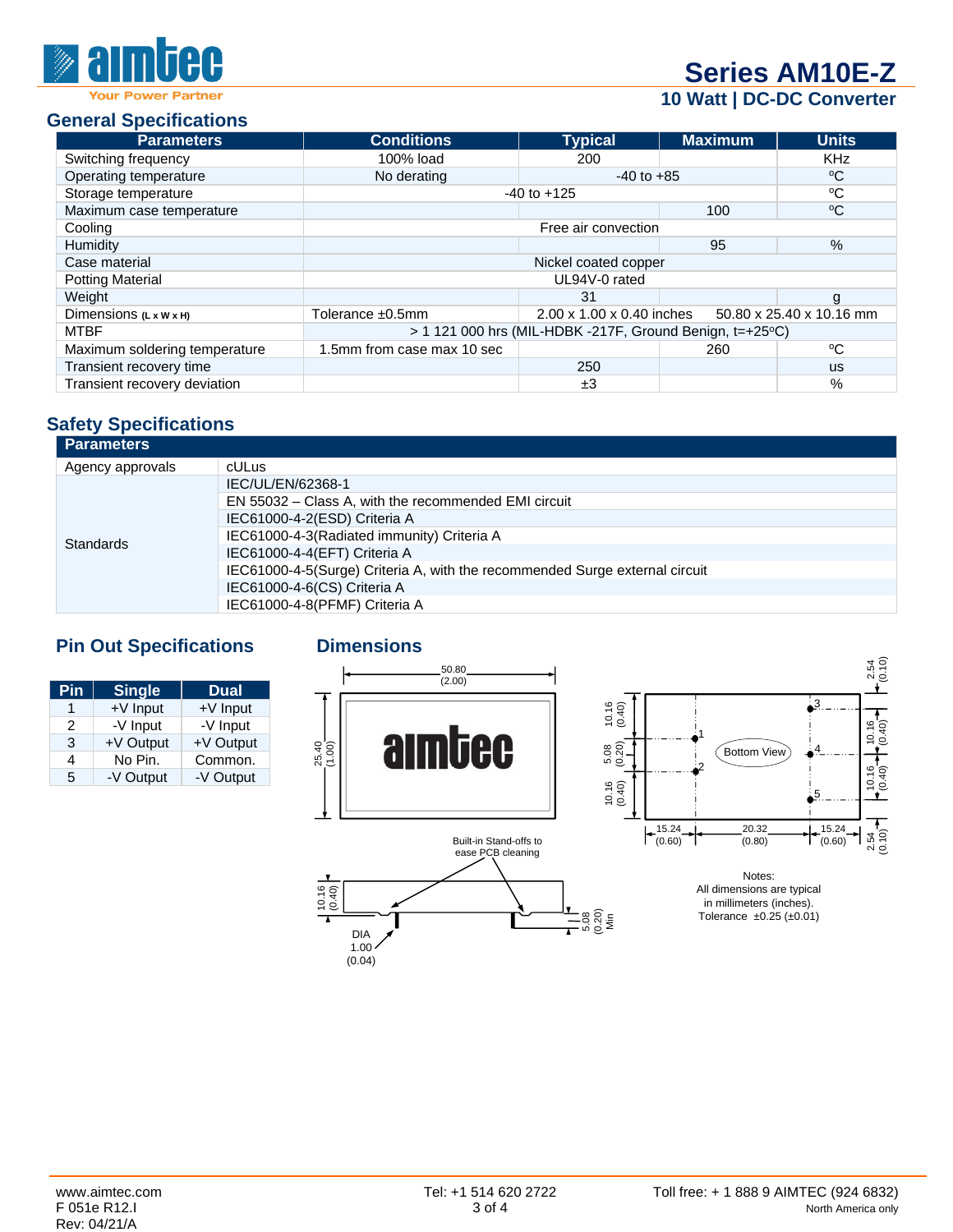## General Specifications

| Parameters | Conditions | Typical | Maximum | Units |
|---|---|---|---|---|
| Switching frequency | 100% load | 200 | | KHz |
| Operating temperature | No derating | -40 to +85 | | ºC |
| Storage temperature | -40 to +125 | | | ºC |
| Maximum case temperature | | | 100 | ºC |
| Cooling | Free air convection | | | |
| Humidity | | | 95 | % |
| Case material | Nickel coated copper | | | |
| Potting Material | UL94V-0 rated | | | |
| Weight | | 31 | | g |
| Dimensions (L x W x H) | Tolerance ±0.5mm | 2.00 x 1.00 x 0.40 inches | 50.80 x 25.40 x 10.16 mm | |
| MTBF | > 1 121 000 hrs (MIL-HDBK -217F, Ground Benign, t=+25ºC) | | | |
| Maximum soldering temperature | 1.5mm from case max 10 sec | | 260 | ºC |
| Transient recovery time | | 250 | | us |
| Transient recovery deviation | | ±3 | | % |

## Safety Specifications

| Parameters | |
|---|---|
| Agency approvals | cULus |
| Standards | IEC/UL/EN/62368-1 |
| | EN 55032 – Class A, with the recommended EMI circuit |
| | IEC61000-4-2(ESD) Criteria A |
| | IEC61000-4-3(Radiated immunity) Criteria A |
| | IEC61000-4-4(EFT) Criteria A |
| | IEC61000-4-5(Surge) Criteria A, with the recommended Surge external circuit |
| | IEC61000-4-6(CS) Criteria A |
| | IEC61000-4-8(PFMF) Criteria A |

## Pin Out Specifications

| Pin | Single | Dual |
|---|---|---|
| 1 | +V Input | +V Input |
| 2 | -V Input | -V Input |
| 3 | +V Output | +V Output |
| 4 | No Pin. | Common. |
| 5 | -V Output | -V Output |

## Dimensions

50.80 (2.00)

25.40 (1.00)

Bottom View

10.16 (0.40), 5.08 (0.20), 10.16 (0.40)

2.54 (0.10), 10.16 (0.40), 10.16 (0.40), 2.54 (0.10)

15.24 (0.60), 20.32 (0.80), 15.24 (0.60)

Built-in Stand-offs to ease PCB cleaning

10.16 (0.40)

5.08 (0.20) Min

DIA 1.00 (0.04)

Notes:
All dimensions are typical in millimeters (inches).
Tolerance ±0.25 (±0.01)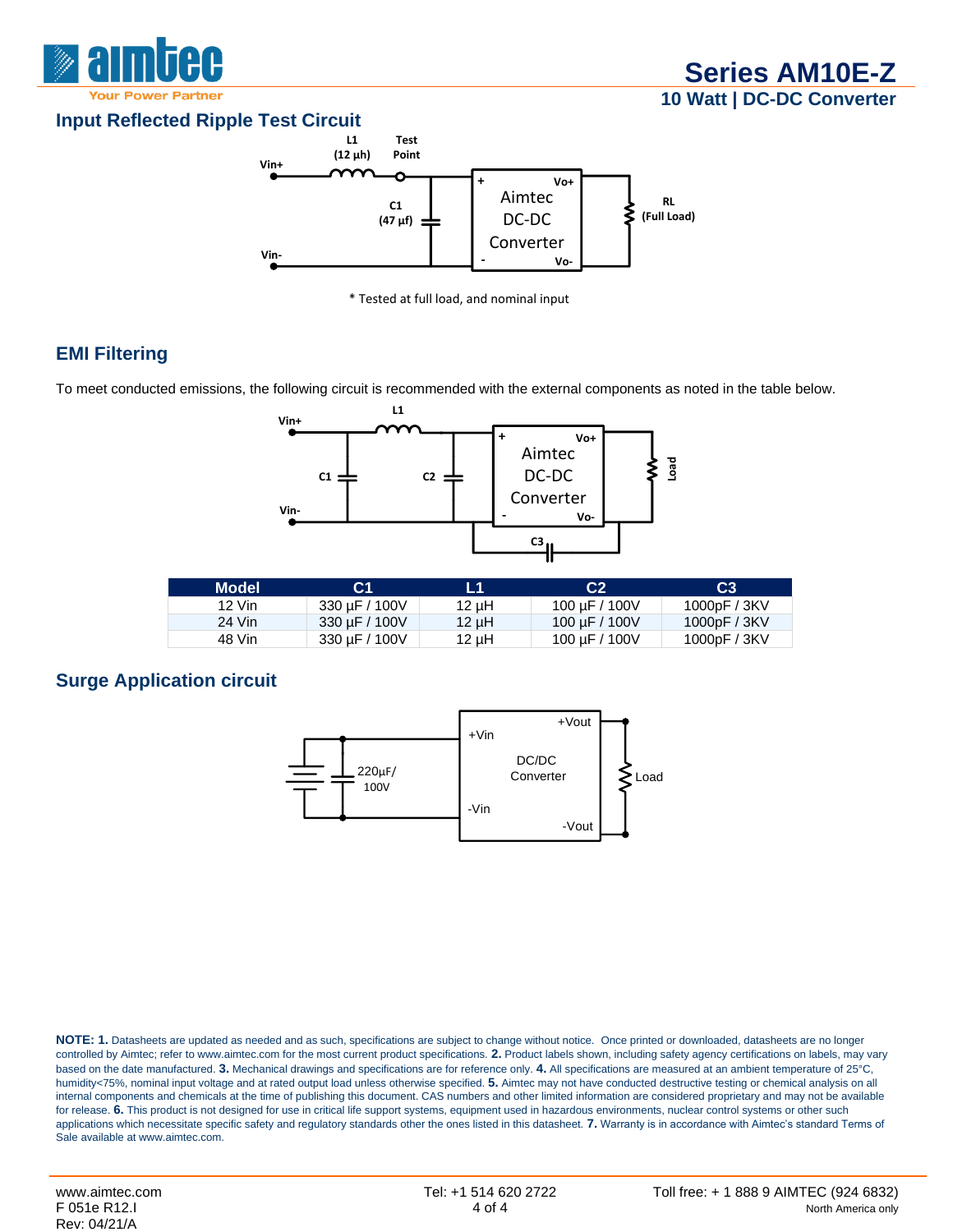## Input Reflected Ripple Test Circuit

Vin+
L1
(12 µh)
Test
Point
C1
(47 µf)
Vin-
+
Vo+
Aimtec
DC-DC
Converter
-
Vo-
RL
(Full Load)

\* Tested at full load, and nominal input

## EMI Filtering

To meet conducted emissions, the following circuit is recommended with the external components as noted in the table below.

Vin+
L1
C1
C2
Vin-
+
Vo+
Aimtec
DC-DC
Converter
-
Vo-
Load
C3

| Model | C1 | L1 | C2 | C3 |
| --- | --- | --- | --- | --- |
| 12 Vin | 330 µF / 100V | 12 µH | 100 µF / 100V | 1000pF / 3KV |
| 24 Vin | 330 µF / 100V | 12 µH | 100 µF / 100V | 1000pF / 3KV |
| 48 Vin | 330 µF / 100V | 12 µH | 100 µF / 100V | 1000pF / 3KV |

## Surge Application circuit

220µF/
100V
+Vin
-Vin
DC/DC
Converter
+Vout
-Vout
Load

**NOTE: 1.** Datasheets are updated as needed and as such, specifications are subject to change without notice. Once printed or downloaded, datasheets are no longer controlled by Aimtec; refer to www.aimtec.com for the most current product specifications. **2.** Product labels shown, including safety agency certifications on labels, may vary based on the date manufactured. **3.** Mechanical drawings and specifications are for reference only. **4.** All specifications are measured at an ambient temperature of 25°C, humidity<75%, nominal input voltage and at rated output load unless otherwise specified. **5.** Aimtec may not have conducted destructive testing or chemical analysis on all internal components and chemicals at the time of publishing this document. CAS numbers and other limited information are considered proprietary and may not be available for release. **6.** This product is not designed for use in critical life support systems, equipment used in hazardous environments, nuclear control systems or other such applications which necessitate specific safety and regulatory standards other the ones listed in this datasheet. **7.** Warranty is in accordance with Aimtec's standard Terms of Sale available at www.aimtec.com.